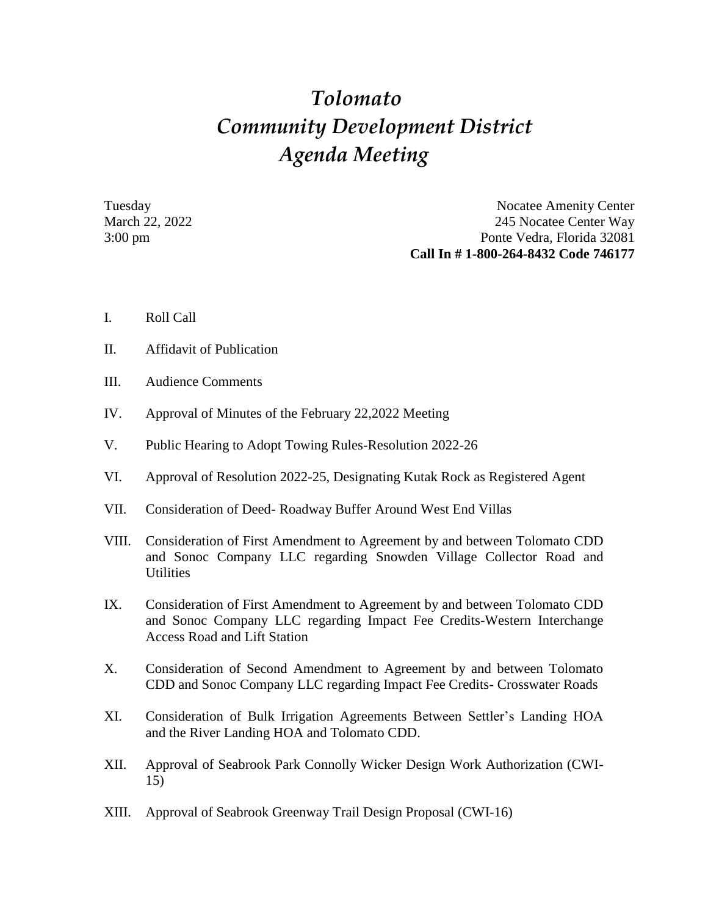# *Tolomato Community Development District Agenda Meeting*

Tuesday
March 22, 2022
3:00 pm

Nocatee Amenity Center
245 Nocatee Center Way
Ponte Vedra, Florida 32081
**Call In # 1-800-264-8432 Code 746177**

I. Roll Call

II. Affidavit of Publication

III. Audience Comments

IV. Approval of Minutes of the February 22,2022 Meeting

V. Public Hearing to Adopt Towing Rules-Resolution 2022-26

VI. Approval of Resolution 2022-25, Designating Kutak Rock as Registered Agent

VII. Consideration of Deed- Roadway Buffer Around West End Villas

VIII. Consideration of First Amendment to Agreement by and between Tolomato CDD and Sonoc Company LLC regarding Snowden Village Collector Road and Utilities

IX. Consideration of First Amendment to Agreement by and between Tolomato CDD and Sonoc Company LLC regarding Impact Fee Credits-Western Interchange Access Road and Lift Station

X. Consideration of Second Amendment to Agreement by and between Tolomato CDD and Sonoc Company LLC regarding Impact Fee Credits- Crosswater Roads

XI. Consideration of Bulk Irrigation Agreements Between Settler's Landing HOA and the River Landing HOA and Tolomato CDD.

XII. Approval of Seabrook Park Connolly Wicker Design Work Authorization (CWI-15)

XIII. Approval of Seabrook Greenway Trail Design Proposal (CWI-16)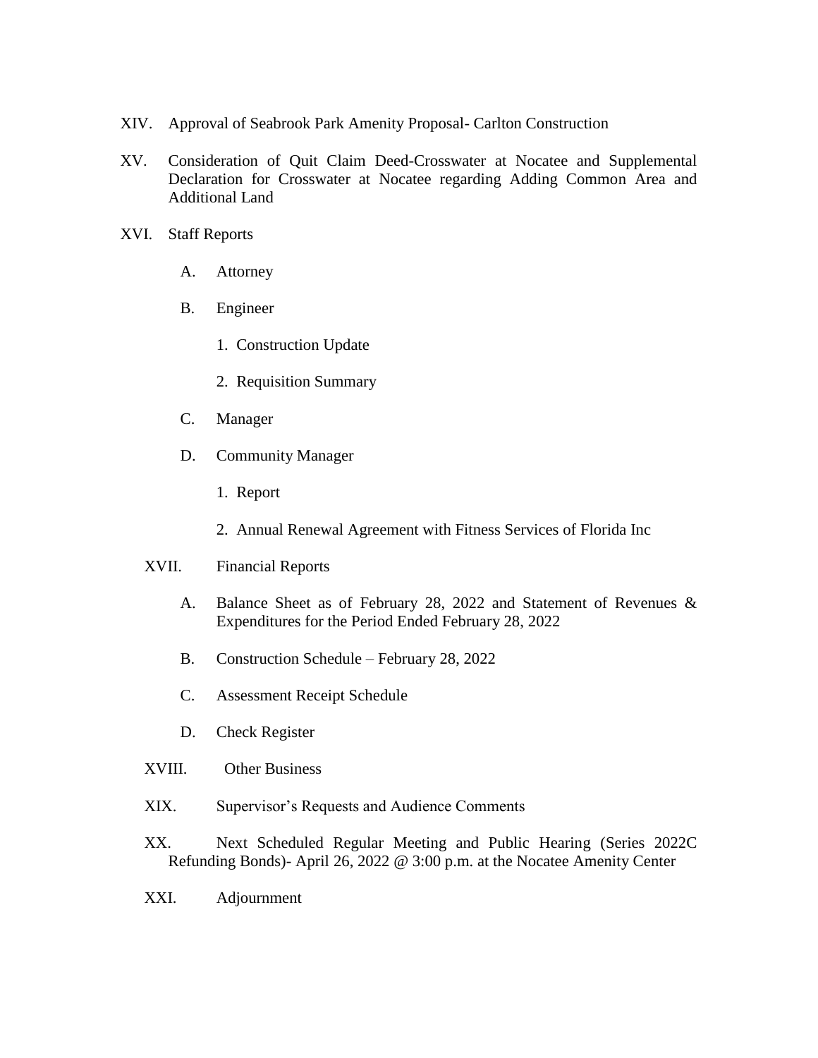XIV. Approval of Seabrook Park Amenity Proposal- Carlton Construction

XV. Consideration of Quit Claim Deed-Crosswater at Nocatee and Supplemental Declaration for Crosswater at Nocatee regarding Adding Common Area and Additional Land

XVI. Staff Reports

   A. Attorney

   B. Engineer

      1. Construction Update

      2. Requisition Summary

   C. Manager

   D. Community Manager

      1. Report

      2. Annual Renewal Agreement with Fitness Services of Florida Inc

XVII. Financial Reports

   A. Balance Sheet as of February 28, 2022 and Statement of Revenues & Expenditures for the Period Ended February 28, 2022

   B. Construction Schedule – February 28, 2022

   C. Assessment Receipt Schedule

   D. Check Register

XVIII. Other Business

XIX. Supervisor's Requests and Audience Comments

XX. Next Scheduled Regular Meeting and Public Hearing (Series 2022C Refunding Bonds)- April 26, 2022 @ 3:00 p.m. at the Nocatee Amenity Center

XXI. Adjournment